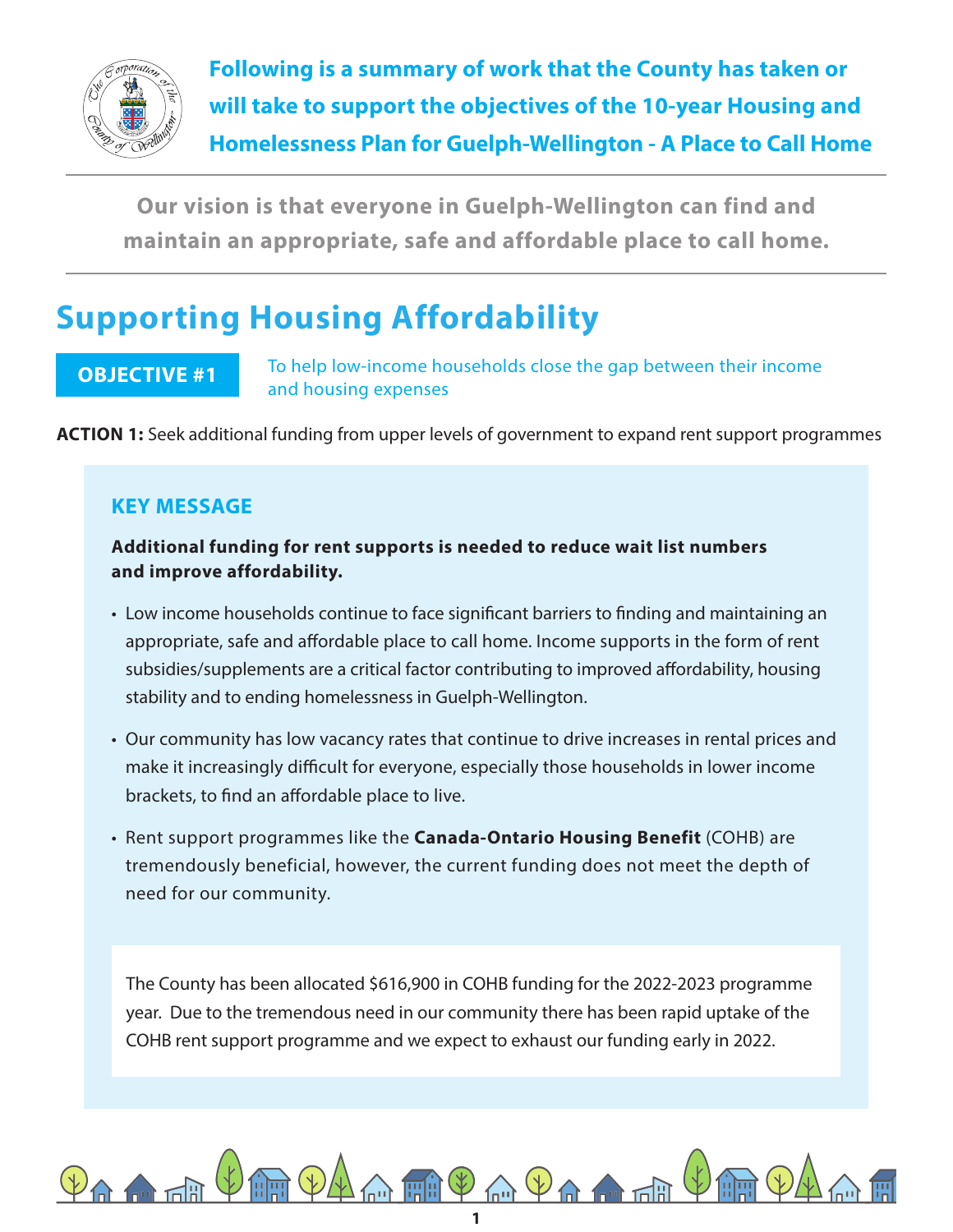**Following is a summary of work that the County has taken or will take to support the objectives of the 10-year Housing and Homelessness Plan for Guelph-Wellington - A Place to Call Home**

**Our vision is that everyone in Guelph-Wellington can find and maintain an appropriate, safe and affordable place to call home.**

# Supporting Housing Affordability

**OBJECTIVE #1** To help low-income households close the gap between their income and housing expenses

**ACTION 1:** Seek additional funding from upper levels of government to expand rent support programmes

### KEY MESSAGE

**Additional funding for rent supports is needed to reduce wait list numbers and improve affordability.**

- Low income households continue to face significant barriers to finding and maintaining an appropriate, safe and affordable place to call home. Income supports in the form of rent subsidies/supplements are a critical factor contributing to improved affordability, housing stability and to ending homelessness in Guelph-Wellington.
- Our community has low vacancy rates that continue to drive increases in rental prices and make it increasingly difficult for everyone, especially those households in lower income brackets, to find an affordable place to live.
- Rent support programmes like the **Canada-Ontario Housing Benefit** (COHB) are tremendously beneficial, however, the current funding does not meet the depth of need for our community.

The County has been allocated $616,900 in COHB funding for the 2022-2023 programme year. Due to the tremendous need in our community there has been rapid uptake of the COHB rent support programme and we expect to exhaust our funding early in 2022.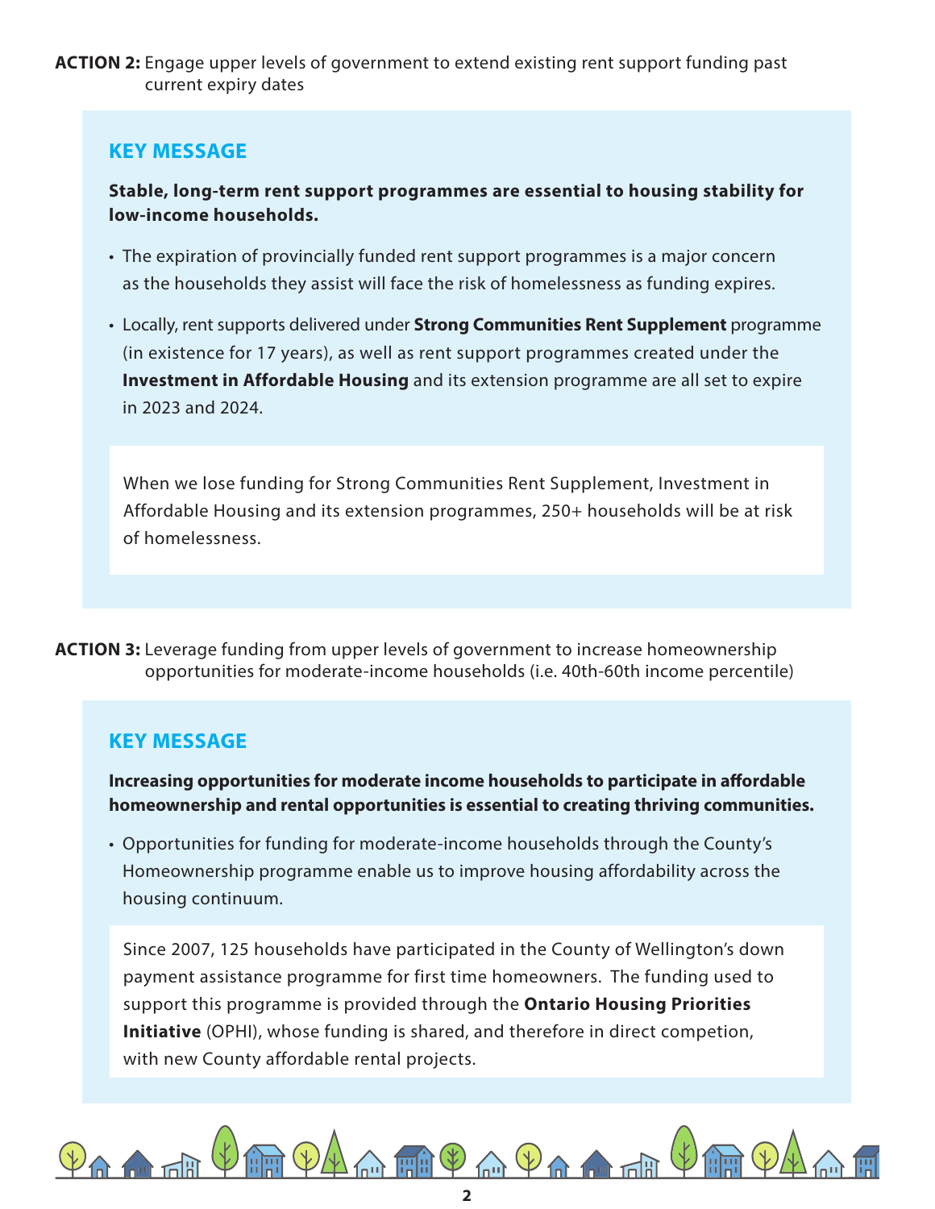**ACTION 2:** Engage upper levels of government to extend existing rent support funding past current expiry dates

### KEY MESSAGE

**Stable, long-term rent support programmes are essential to housing stability for low-income households.**

- The expiration of provincially funded rent support programmes is a major concern as the households they assist will face the risk of homelessness as funding expires.
- Locally, rent supports delivered under **Strong Communities Rent Supplement** programme (in existence for 17 years), as well as rent support programmes created under the **Investment in Affordable Housing** and its extension programme are all set to expire in 2023 and 2024.

When we lose funding for Strong Communities Rent Supplement, Investment in Affordable Housing and its extension programmes, 250+ households will be at risk of homelessness.

**ACTION 3:** Leverage funding from upper levels of government to increase homeownership opportunities for moderate-income households (i.e. 40th-60th income percentile)

### KEY MESSAGE

**Increasing opportunities for moderate income households to participate in affordable homeownership and rental opportunities is essential to creating thriving communities.**

- Opportunities for funding for moderate-income households through the County's Homeownership programme enable us to improve housing affordability across the housing continuum.

Since 2007, 125 households have participated in the County of Wellington's down payment assistance programme for first time homeowners. The funding used to support this programme is provided through the **Ontario Housing Priorities Initiative** (OPHI), whose funding is shared, and therefore in direct competion, with new County affordable rental projects.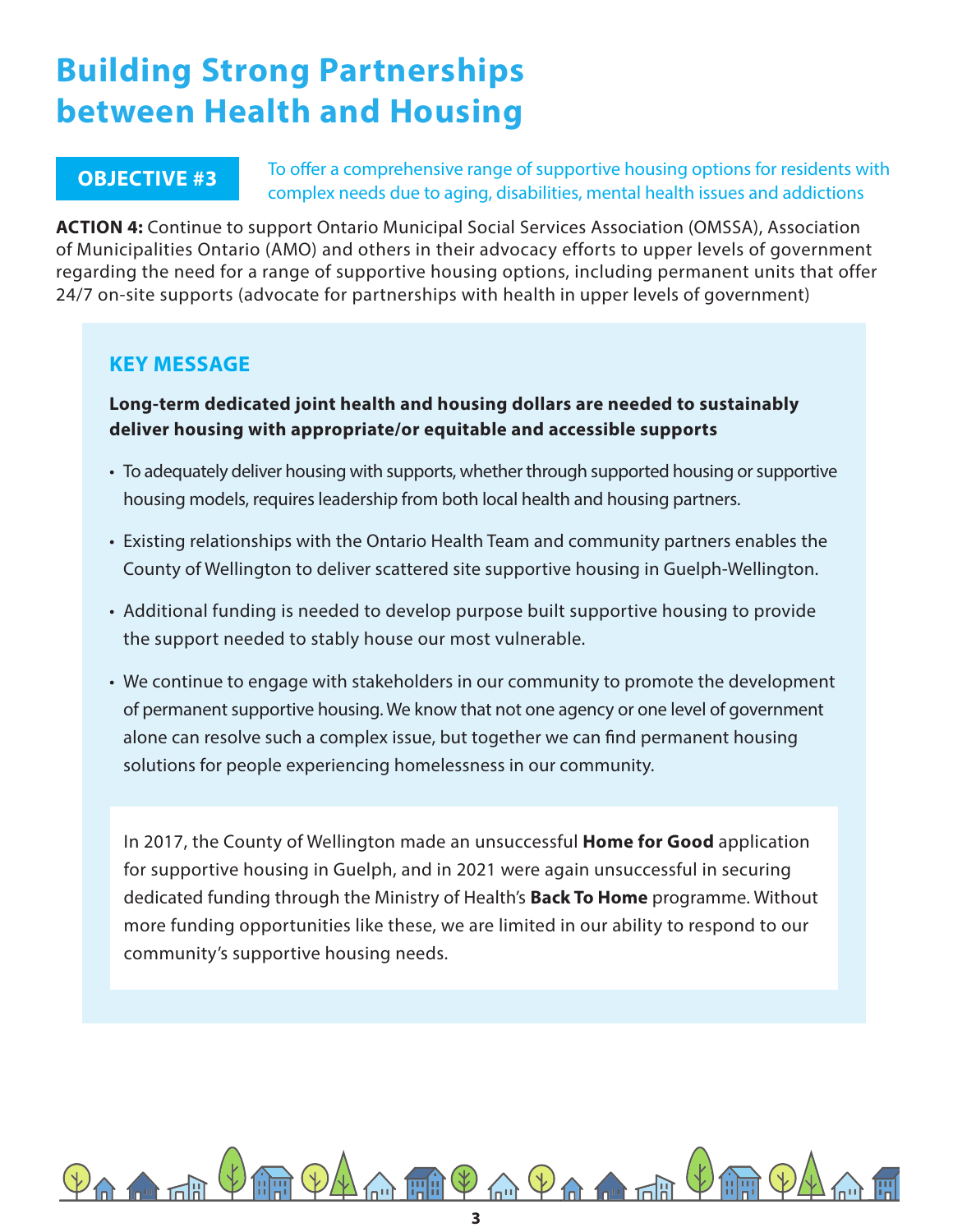# Building Strong Partnerships between Health and Housing

**OBJECTIVE #3** To offer a comprehensive range of supportive housing options for residents with complex needs due to aging, disabilities, mental health issues and addictions

**ACTION 4:** Continue to support Ontario Municipal Social Services Association (OMSSA), Association of Municipalities Ontario (AMO) and others in their advocacy efforts to upper levels of government regarding the need for a range of supportive housing options, including permanent units that offer 24/7 on-site supports (advocate for partnerships with health in upper levels of government)

## KEY MESSAGE

**Long-term dedicated joint health and housing dollars are needed to sustainably deliver housing with appropriate/or equitable and accessible supports**

- To adequately deliver housing with supports, whether through supported housing or supportive housing models, requires leadership from both local health and housing partners.
- Existing relationships with the Ontario Health Team and community partners enables the County of Wellington to deliver scattered site supportive housing in Guelph-Wellington.
- Additional funding is needed to develop purpose built supportive housing to provide the support needed to stably house our most vulnerable.
- We continue to engage with stakeholders in our community to promote the development of permanent supportive housing. We know that not one agency or one level of government alone can resolve such a complex issue, but together we can find permanent housing solutions for people experiencing homelessness in our community.

In 2017, the County of Wellington made an unsuccessful **Home for Good** application for supportive housing in Guelph, and in 2021 were again unsuccessful in securing dedicated funding through the Ministry of Health's **Back To Home** programme. Without more funding opportunities like these, we are limited in our ability to respond to our community's supportive housing needs.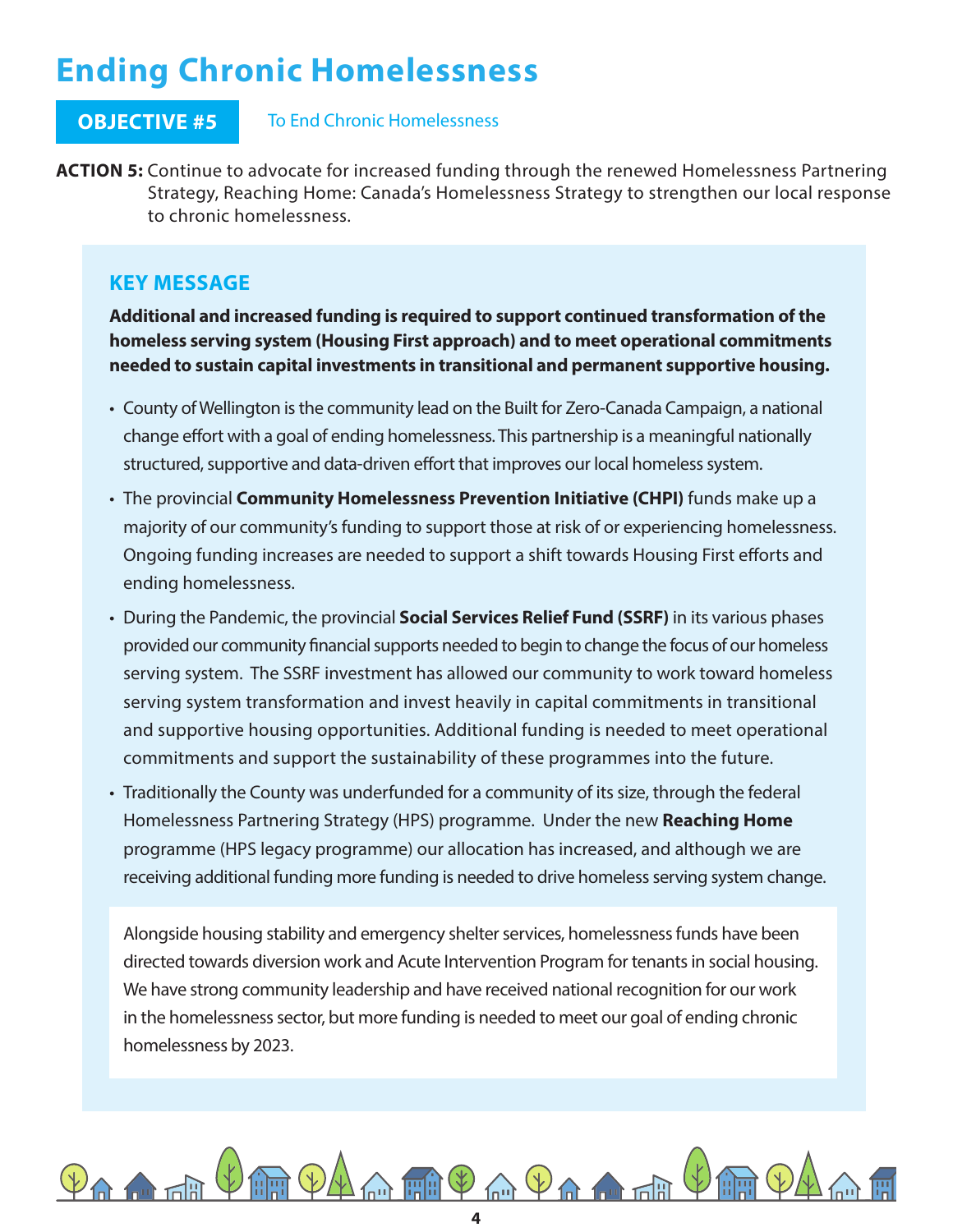# Ending Chronic Homelessness

**OBJECTIVE #5** To End Chronic Homelessness

**ACTION 5:** Continue to advocate for increased funding through the renewed Homelessness Partnering Strategy, Reaching Home: Canada's Homelessness Strategy to strengthen our local response to chronic homelessness.

## KEY MESSAGE

**Additional and increased funding is required to support continued transformation of the homeless serving system (Housing First approach) and to meet operational commitments needed to sustain capital investments in transitional and permanent supportive housing.**

- County of Wellington is the community lead on the Built for Zero-Canada Campaign, a national change effort with a goal of ending homelessness. This partnership is a meaningful nationally structured, supportive and data-driven effort that improves our local homeless system.
- The provincial **Community Homelessness Prevention Initiative (CHPI)** funds make up a majority of our community's funding to support those at risk of or experiencing homelessness. Ongoing funding increases are needed to support a shift towards Housing First efforts and ending homelessness.
- During the Pandemic, the provincial **Social Services Relief Fund (SSRF)** in its various phases provided our community financial supports needed to begin to change the focus of our homeless serving system. The SSRF investment has allowed our community to work toward homeless serving system transformation and invest heavily in capital commitments in transitional and supportive housing opportunities. Additional funding is needed to meet operational commitments and support the sustainability of these programmes into the future.
- Traditionally the County was underfunded for a community of its size, through the federal Homelessness Partnering Strategy (HPS) programme. Under the new **Reaching Home** programme (HPS legacy programme) our allocation has increased, and although we are receiving additional funding more funding is needed to drive homeless serving system change.

Alongside housing stability and emergency shelter services, homelessness funds have been directed towards diversion work and Acute Intervention Program for tenants in social housing. We have strong community leadership and have received national recognition for our work in the homelessness sector, but more funding is needed to meet our goal of ending chronic homelessness by 2023.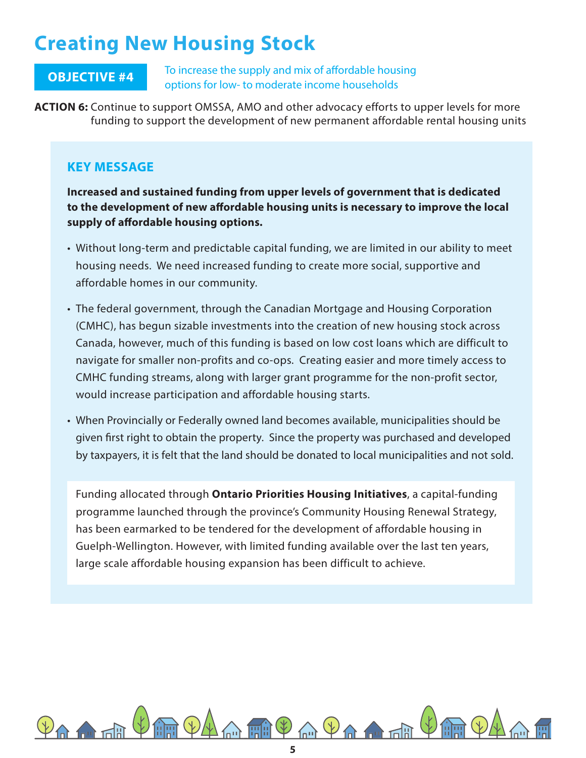# Creating New Housing Stock

**OBJECTIVE #4** To increase the supply and mix of affordable housing options for low- to moderate income households

**ACTION 6:** Continue to support OMSSA, AMO and other advocacy efforts to upper levels for more funding to support the development of new permanent affordable rental housing units

## KEY MESSAGE

**Increased and sustained funding from upper levels of government that is dedicated to the development of new affordable housing units is necessary to improve the local supply of affordable housing options.**

- Without long-term and predictable capital funding, we are limited in our ability to meet housing needs. We need increased funding to create more social, supportive and affordable homes in our community.
- The federal government, through the Canadian Mortgage and Housing Corporation (CMHC), has begun sizable investments into the creation of new housing stock across Canada, however, much of this funding is based on low cost loans which are difficult to navigate for smaller non-profits and co-ops. Creating easier and more timely access to CMHC funding streams, along with larger grant programme for the non-profit sector, would increase participation and affordable housing starts.
- When Provincially or Federally owned land becomes available, municipalities should be given first right to obtain the property. Since the property was purchased and developed by taxpayers, it is felt that the land should be donated to local municipalities and not sold.

Funding allocated through **Ontario Priorities Housing Initiatives**, a capital-funding programme launched through the province's Community Housing Renewal Strategy, has been earmarked to be tendered for the development of affordable housing in Guelph-Wellington. However, with limited funding available over the last ten years, large scale affordable housing expansion has been difficult to achieve.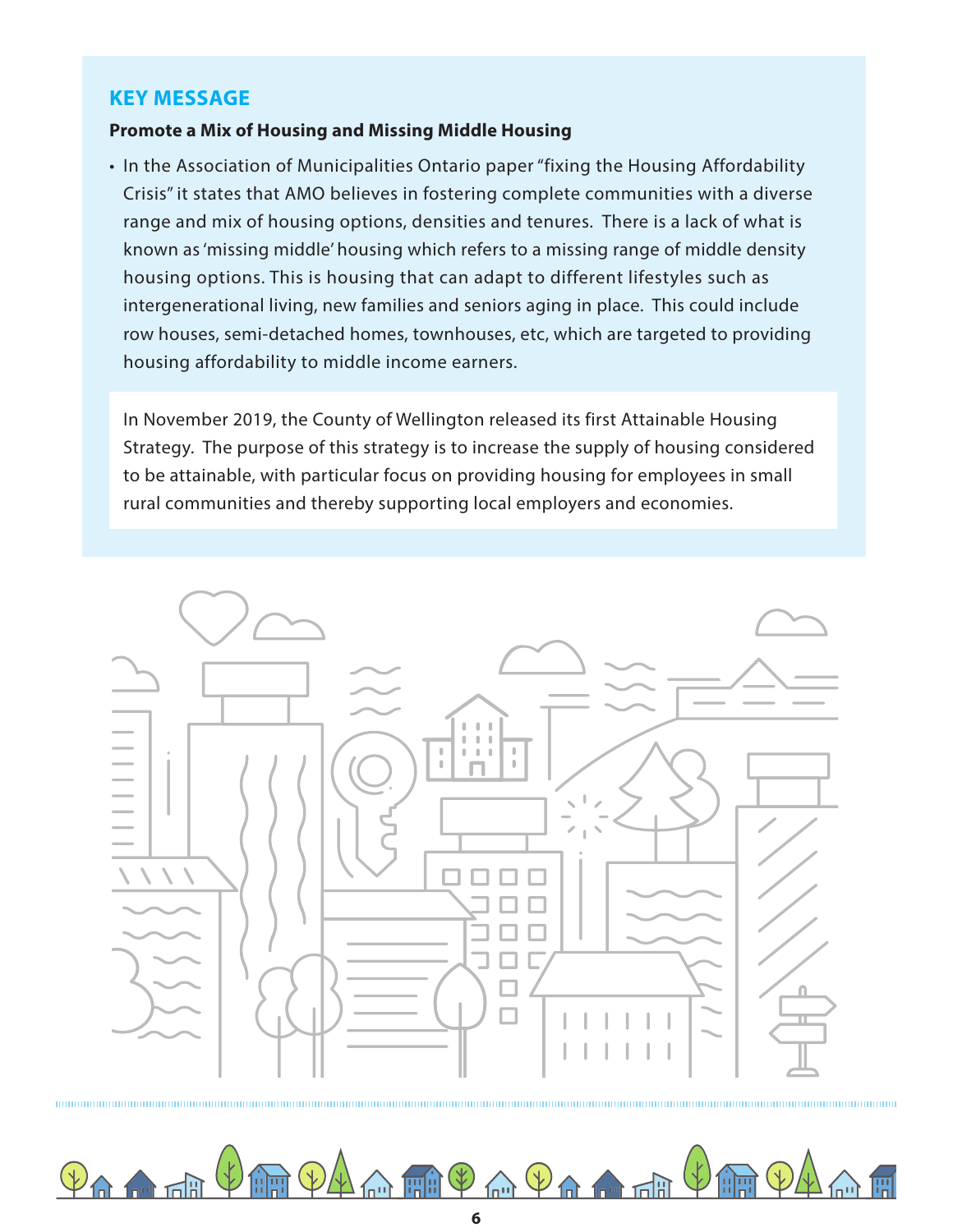## KEY MESSAGE

**Promote a Mix of Housing and Missing Middle Housing**

- In the Association of Municipalities Ontario paper "fixing the Housing Affordability Crisis" it states that AMO believes in fostering complete communities with a diverse range and mix of housing options, densities and tenures. There is a lack of what is known as 'missing middle' housing which refers to a missing range of middle density housing options. This is housing that can adapt to different lifestyles such as intergenerational living, new families and seniors aging in place. This could include row houses, semi-detached homes, townhouses, etc, which are targeted to providing housing affordability to middle income earners.

In November 2019, the County of Wellington released its first Attainable Housing Strategy. The purpose of this strategy is to increase the supply of housing considered to be attainable, with particular focus on providing housing for employees in small rural communities and thereby supporting local employers and economies.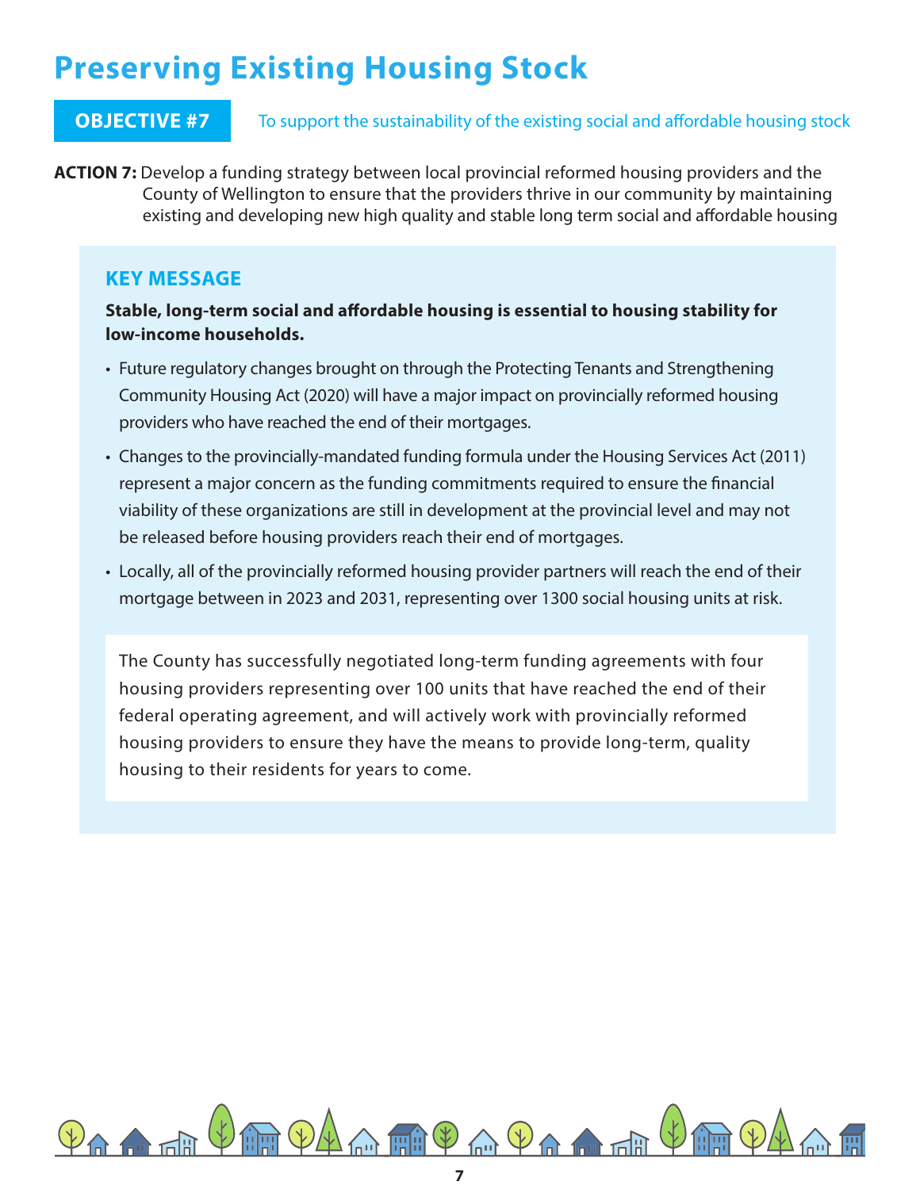# Preserving Existing Housing Stock

**OBJECTIVE #7** To support the sustainability of the existing social and affordable housing stock

**ACTION 7:** Develop a funding strategy between local provincial reformed housing providers and the County of Wellington to ensure that the providers thrive in our community by maintaining existing and developing new high quality and stable long term social and affordable housing

## KEY MESSAGE

**Stable, long-term social and affordable housing is essential to housing stability for low-income households.**

- Future regulatory changes brought on through the Protecting Tenants and Strengthening Community Housing Act (2020) will have a major impact on provincially reformed housing providers who have reached the end of their mortgages.
- Changes to the provincially-mandated funding formula under the Housing Services Act (2011) represent a major concern as the funding commitments required to ensure the financial viability of these organizations are still in development at the provincial level and may not be released before housing providers reach their end of mortgages.
- Locally, all of the provincially reformed housing provider partners will reach the end of their mortgage between in 2023 and 2031, representing over 1300 social housing units at risk.

The County has successfully negotiated long-term funding agreements with four housing providers representing over 100 units that have reached the end of their federal operating agreement, and will actively work with provincially reformed housing providers to ensure they have the means to provide long-term, quality housing to their residents for years to come.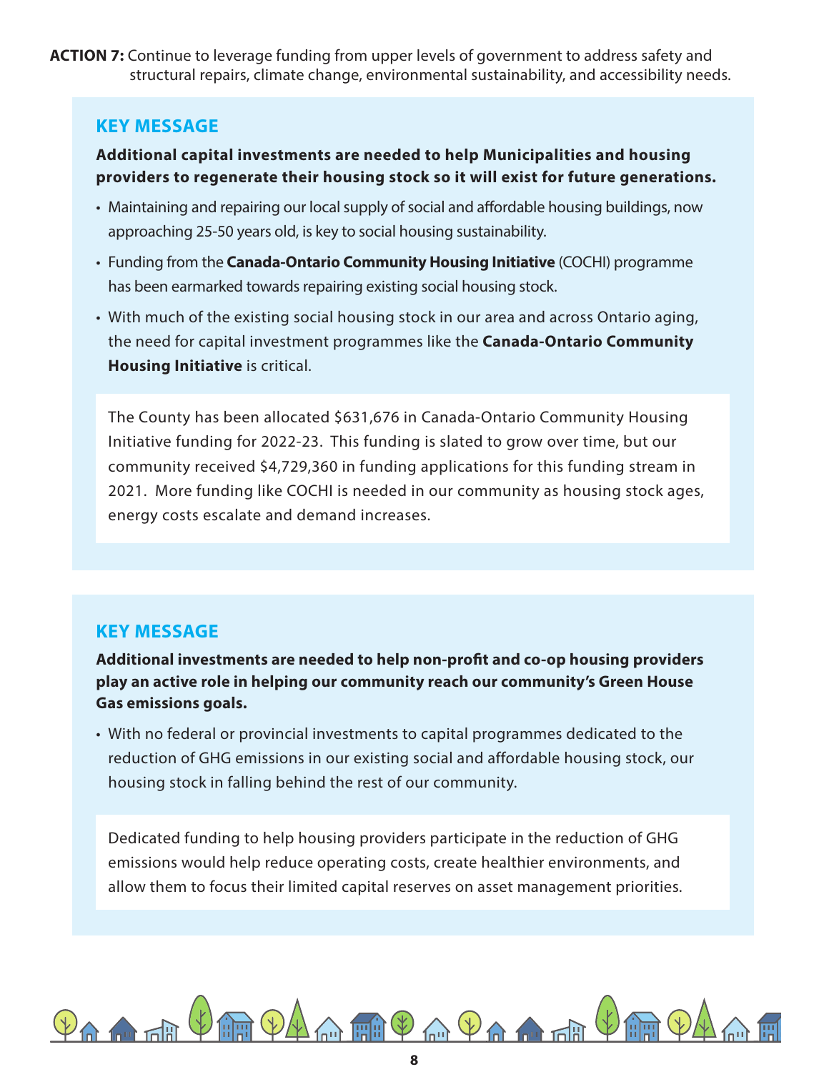**ACTION 7:** Continue to leverage funding from upper levels of government to address safety and structural repairs, climate change, environmental sustainability, and accessibility needs.

## KEY MESSAGE

**Additional capital investments are needed to help Municipalities and housing providers to regenerate their housing stock so it will exist for future generations.**

- Maintaining and repairing our local supply of social and affordable housing buildings, now approaching 25-50 years old, is key to social housing sustainability.
- Funding from the **Canada-Ontario Community Housing Initiative** (COCHI) programme has been earmarked towards repairing existing social housing stock.
- With much of the existing social housing stock in our area and across Ontario aging, the need for capital investment programmes like the **Canada-Ontario Community Housing Initiative** is critical.

The County has been allocated $631,676 in Canada-Ontario Community Housing Initiative funding for 2022-23. This funding is slated to grow over time, but our community received $4,729,360 in funding applications for this funding stream in 2021. More funding like COCHI is needed in our community as housing stock ages, energy costs escalate and demand increases.

## KEY MESSAGE

**Additional investments are needed to help non-profit and co-op housing providers play an active role in helping our community reach our community's Green House Gas emissions goals.**

- With no federal or provincial investments to capital programmes dedicated to the reduction of GHG emissions in our existing social and affordable housing stock, our housing stock in falling behind the rest of our community.

Dedicated funding to help housing providers participate in the reduction of GHG emissions would help reduce operating costs, create healthier environments, and allow them to focus their limited capital reserves on asset management priorities.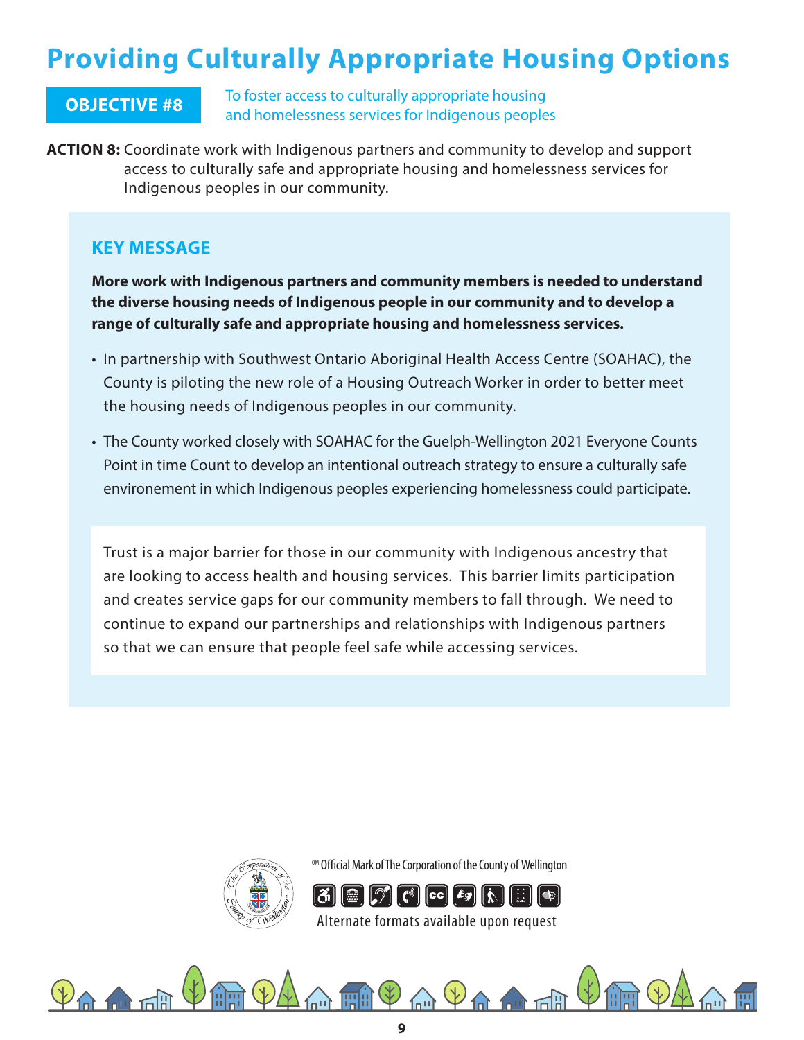# Providing Culturally Appropriate Housing Options

**OBJECTIVE #8** To foster access to culturally appropriate housing and homelessness services for Indigenous peoples

**ACTION 8:** Coordinate work with Indigenous partners and community to develop and support access to culturally safe and appropriate housing and homelessness services for Indigenous peoples in our community.

## KEY MESSAGE

**More work with Indigenous partners and community members is needed to understand the diverse housing needs of Indigenous people in our community and to develop a range of culturally safe and appropriate housing and homelessness services.**

- In partnership with Southwest Ontario Aboriginal Health Access Centre (SOAHAC), the County is piloting the new role of a Housing Outreach Worker in order to better meet the housing needs of Indigenous peoples in our community.
- The County worked closely with SOAHAC for the Guelph-Wellington 2021 Everyone Counts Point in time Count to develop an intentional outreach strategy to ensure a culturally safe environement in which Indigenous peoples experiencing homelessness could participate.

Trust is a major barrier for those in our community with Indigenous ancestry that are looking to access health and housing services. This barrier limits participation and creates service gaps for our community members to fall through. We need to continue to expand our partnerships and relationships with Indigenous partners so that we can ensure that people feel safe while accessing services.

OM Official Mark of The Corporation of the County of Wellington

Alternate formats available upon request